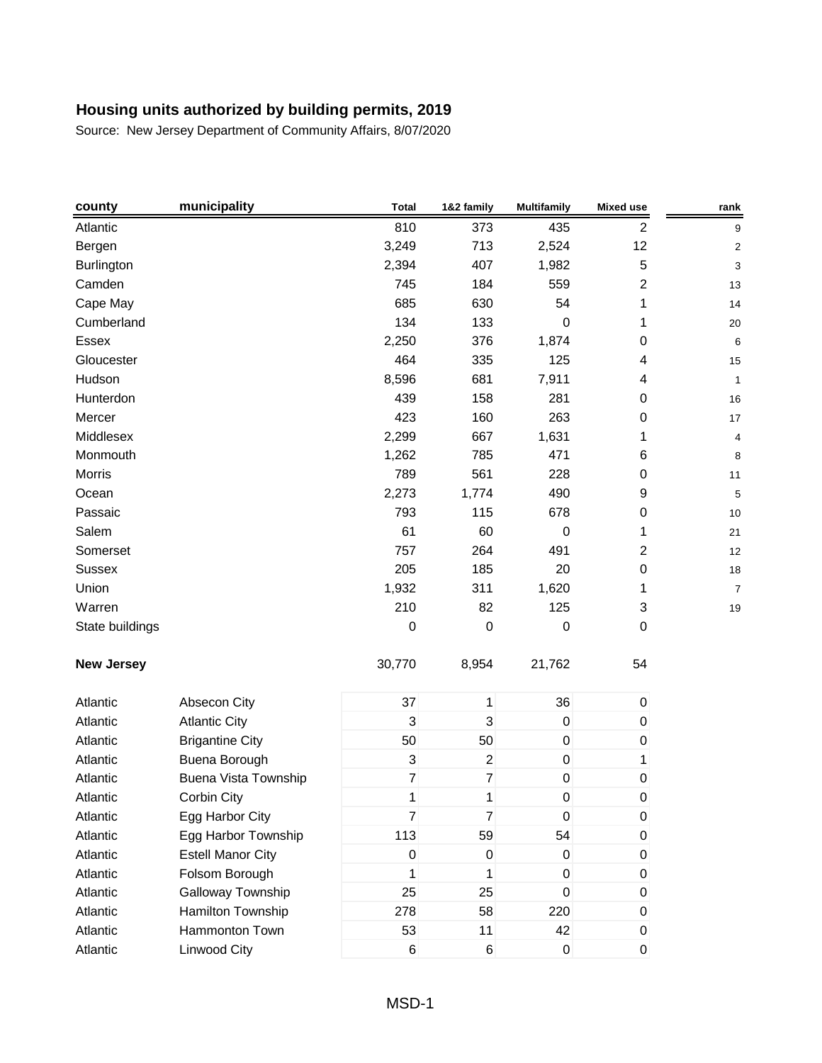# Housing units authorized by building permits, 2019

Source: New Jersey Department of Community Affairs, 8/07/2020

| county | municipality | Total | 1&2 family | Multifamily | Mixed use | rank |
|---|---|---|---|---|---|---|
| Atlantic | | 810 | 373 | 435 | 2 | 9 |
| Bergen | | 3,249 | 713 | 2,524 | 12 | 2 |
| Burlington | | 2,394 | 407 | 1,982 | 5 | 3 |
| Camden | | 745 | 184 | 559 | 2 | 13 |
| Cape May | | 685 | 630 | 54 | 1 | 14 |
| Cumberland | | 134 | 133 | 0 | 1 | 20 |
| Essex | | 2,250 | 376 | 1,874 | 0 | 6 |
| Gloucester | | 464 | 335 | 125 | 4 | 15 |
| Hudson | | 8,596 | 681 | 7,911 | 4 | 1 |
| Hunterdon | | 439 | 158 | 281 | 0 | 16 |
| Mercer | | 423 | 160 | 263 | 0 | 17 |
| Middlesex | | 2,299 | 667 | 1,631 | 1 | 4 |
| Monmouth | | 1,262 | 785 | 471 | 6 | 8 |
| Morris | | 789 | 561 | 228 | 0 | 11 |
| Ocean | | 2,273 | 1,774 | 490 | 9 | 5 |
| Passaic | | 793 | 115 | 678 | 0 | 10 |
| Salem | | 61 | 60 | 0 | 1 | 21 |
| Somerset | | 757 | 264 | 491 | 2 | 12 |
| Sussex | | 205 | 185 | 20 | 0 | 18 |
| Union | | 1,932 | 311 | 1,620 | 1 | 7 |
| Warren | | 210 | 82 | 125 | 3 | 19 |
| State buildings | | 0 | 0 | 0 | 0 | |
| **New Jersey** | | 30,770 | 8,954 | 21,762 | 54 | |
| Atlantic | Absecon City | 37 | 1 | 36 | 0 | |
| Atlantic | Atlantic City | 3 | 3 | 0 | 0 | |
| Atlantic | Brigantine City | 50 | 50 | 0 | 0 | |
| Atlantic | Buena Borough | 3 | 2 | 0 | 1 | |
| Atlantic | Buena Vista Township | 7 | 7 | 0 | 0 | |
| Atlantic | Corbin City | 1 | 1 | 0 | 0 | |
| Atlantic | Egg Harbor City | 7 | 7 | 0 | 0 | |
| Atlantic | Egg Harbor Township | 113 | 59 | 54 | 0 | |
| Atlantic | Estell Manor City | 0 | 0 | 0 | 0 | |
| Atlantic | Folsom Borough | 1 | 1 | 0 | 0 | |
| Atlantic | Galloway Township | 25 | 25 | 0 | 0 | |
| Atlantic | Hamilton Township | 278 | 58 | 220 | 0 | |
| Atlantic | Hammonton Town | 53 | 11 | 42 | 0 | |
| Atlantic | Linwood City | 6 | 6 | 0 | 0 | |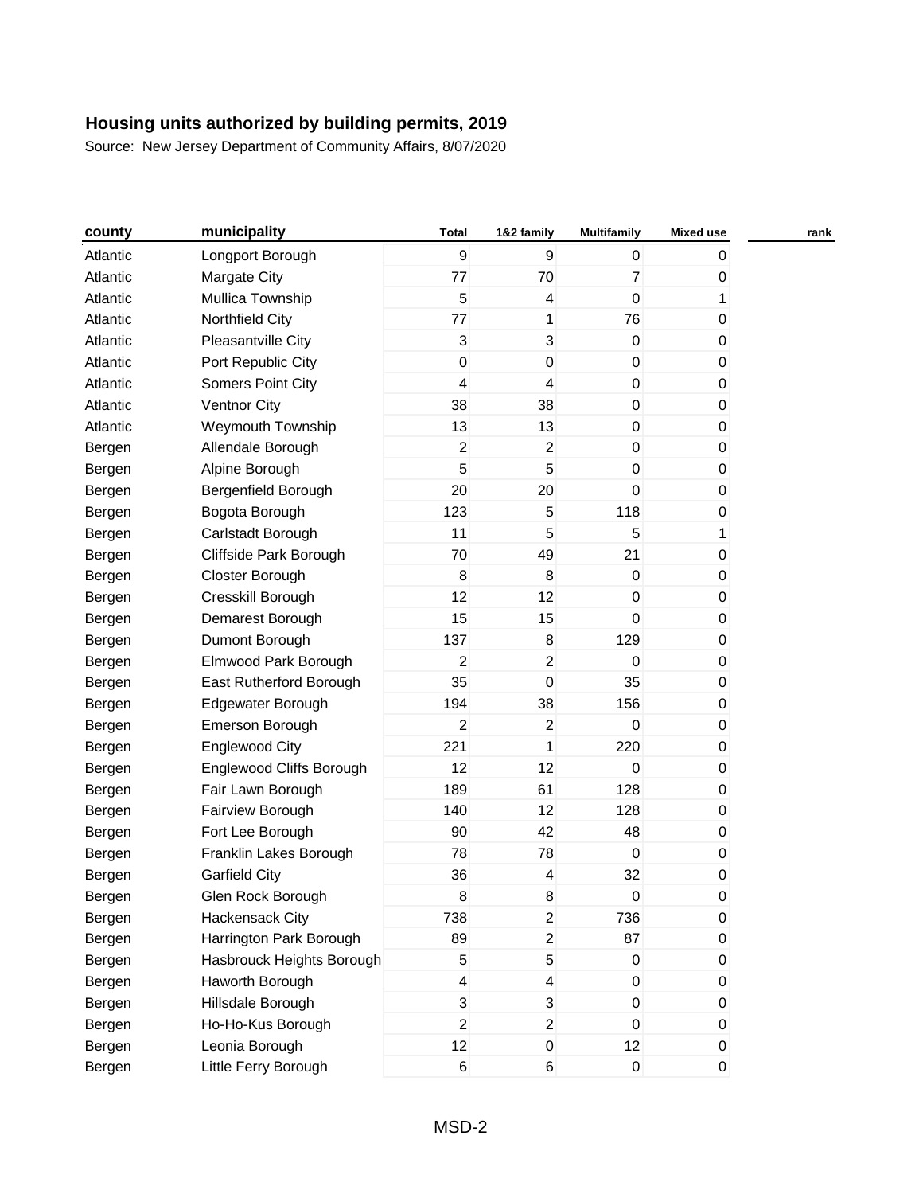## Housing units authorized by building permits, 2019

Source: New Jersey Department of Community Affairs, 8/07/2020

| county | municipality | Total | 1&2 family | Multifamily | Mixed use | rank |
|---|---|---|---|---|---|---|
| Atlantic | Longport Borough | 9 | 9 | 0 | 0 | |
| Atlantic | Margate City | 77 | 70 | 7 | 0 | |
| Atlantic | Mullica Township | 5 | 4 | 0 | 1 | |
| Atlantic | Northfield City | 77 | 1 | 76 | 0 | |
| Atlantic | Pleasantville City | 3 | 3 | 0 | 0 | |
| Atlantic | Port Republic City | 0 | 0 | 0 | 0 | |
| Atlantic | Somers Point City | 4 | 4 | 0 | 0 | |
| Atlantic | Ventnor City | 38 | 38 | 0 | 0 | |
| Atlantic | Weymouth Township | 13 | 13 | 0 | 0 | |
| Bergen | Allendale Borough | 2 | 2 | 0 | 0 | |
| Bergen | Alpine Borough | 5 | 5 | 0 | 0 | |
| Bergen | Bergenfield Borough | 20 | 20 | 0 | 0 | |
| Bergen | Bogota Borough | 123 | 5 | 118 | 0 | |
| Bergen | Carlstadt Borough | 11 | 5 | 5 | 1 | |
| Bergen | Cliffside Park Borough | 70 | 49 | 21 | 0 | |
| Bergen | Closter Borough | 8 | 8 | 0 | 0 | |
| Bergen | Cresskill Borough | 12 | 12 | 0 | 0 | |
| Bergen | Demarest Borough | 15 | 15 | 0 | 0 | |
| Bergen | Dumont Borough | 137 | 8 | 129 | 0 | |
| Bergen | Elmwood Park Borough | 2 | 2 | 0 | 0 | |
| Bergen | East Rutherford Borough | 35 | 0 | 35 | 0 | |
| Bergen | Edgewater Borough | 194 | 38 | 156 | 0 | |
| Bergen | Emerson Borough | 2 | 2 | 0 | 0 | |
| Bergen | Englewood City | 221 | 1 | 220 | 0 | |
| Bergen | Englewood Cliffs Borough | 12 | 12 | 0 | 0 | |
| Bergen | Fair Lawn Borough | 189 | 61 | 128 | 0 | |
| Bergen | Fairview Borough | 140 | 12 | 128 | 0 | |
| Bergen | Fort Lee Borough | 90 | 42 | 48 | 0 | |
| Bergen | Franklin Lakes Borough | 78 | 78 | 0 | 0 | |
| Bergen | Garfield City | 36 | 4 | 32 | 0 | |
| Bergen | Glen Rock Borough | 8 | 8 | 0 | 0 | |
| Bergen | Hackensack City | 738 | 2 | 736 | 0 | |
| Bergen | Harrington Park Borough | 89 | 2 | 87 | 0 | |
| Bergen | Hasbrouck Heights Borough | 5 | 5 | 0 | 0 | |
| Bergen | Haworth Borough | 4 | 4 | 0 | 0 | |
| Bergen | Hillsdale Borough | 3 | 3 | 0 | 0 | |
| Bergen | Ho-Ho-Kus Borough | 2 | 2 | 0 | 0 | |
| Bergen | Leonia Borough | 12 | 0 | 12 | 0 | |
| Bergen | Little Ferry Borough | 6 | 6 | 0 | 0 | |

MSD-2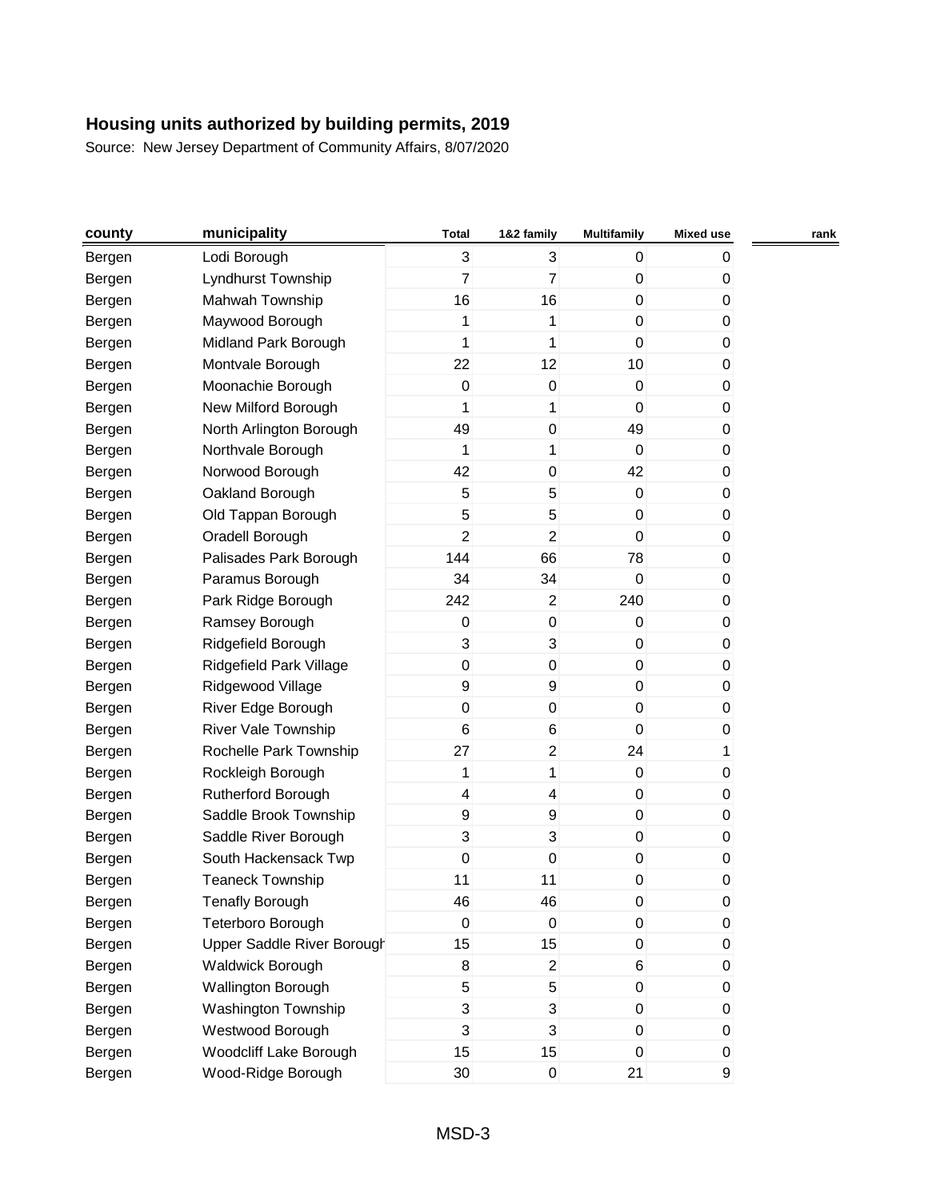# Housing units authorized by building permits, 2019

Source: New Jersey Department of Community Affairs, 8/07/2020

| county | municipality | Total | 1&2 family | Multifamily | Mixed use | rank |
|---|---|---|---|---|---|---|
| Bergen | Lodi Borough | 3 | 3 | 0 | 0 | |
| Bergen | Lyndhurst Township | 7 | 7 | 0 | 0 | |
| Bergen | Mahwah Township | 16 | 16 | 0 | 0 | |
| Bergen | Maywood Borough | 1 | 1 | 0 | 0 | |
| Bergen | Midland Park Borough | 1 | 1 | 0 | 0 | |
| Bergen | Montvale Borough | 22 | 12 | 10 | 0 | |
| Bergen | Moonachie Borough | 0 | 0 | 0 | 0 | |
| Bergen | New Milford Borough | 1 | 1 | 0 | 0 | |
| Bergen | North Arlington Borough | 49 | 0 | 49 | 0 | |
| Bergen | Northvale Borough | 1 | 1 | 0 | 0 | |
| Bergen | Norwood Borough | 42 | 0 | 42 | 0 | |
| Bergen | Oakland Borough | 5 | 5 | 0 | 0 | |
| Bergen | Old Tappan Borough | 5 | 5 | 0 | 0 | |
| Bergen | Oradell Borough | 2 | 2 | 0 | 0 | |
| Bergen | Palisades Park Borough | 144 | 66 | 78 | 0 | |
| Bergen | Paramus Borough | 34 | 34 | 0 | 0 | |
| Bergen | Park Ridge Borough | 242 | 2 | 240 | 0 | |
| Bergen | Ramsey Borough | 0 | 0 | 0 | 0 | |
| Bergen | Ridgefield Borough | 3 | 3 | 0 | 0 | |
| Bergen | Ridgefield Park Village | 0 | 0 | 0 | 0 | |
| Bergen | Ridgewood Village | 9 | 9 | 0 | 0 | |
| Bergen | River Edge Borough | 0 | 0 | 0 | 0 | |
| Bergen | River Vale Township | 6 | 6 | 0 | 0 | |
| Bergen | Rochelle Park Township | 27 | 2 | 24 | 1 | |
| Bergen | Rockleigh Borough | 1 | 1 | 0 | 0 | |
| Bergen | Rutherford Borough | 4 | 4 | 0 | 0 | |
| Bergen | Saddle Brook Township | 9 | 9 | 0 | 0 | |
| Bergen | Saddle River Borough | 3 | 3 | 0 | 0 | |
| Bergen | South Hackensack Twp | 0 | 0 | 0 | 0 | |
| Bergen | Teaneck Township | 11 | 11 | 0 | 0 | |
| Bergen | Tenafly Borough | 46 | 46 | 0 | 0 | |
| Bergen | Teterboro Borough | 0 | 0 | 0 | 0 | |
| Bergen | Upper Saddle River Borough | 15 | 15 | 0 | 0 | |
| Bergen | Waldwick Borough | 8 | 2 | 6 | 0 | |
| Bergen | Wallington Borough | 5 | 5 | 0 | 0 | |
| Bergen | Washington Township | 3 | 3 | 0 | 0 | |
| Bergen | Westwood Borough | 3 | 3 | 0 | 0 | |
| Bergen | Woodcliff Lake Borough | 15 | 15 | 0 | 0 | |
| Bergen | Wood-Ridge Borough | 30 | 0 | 21 | 9 | |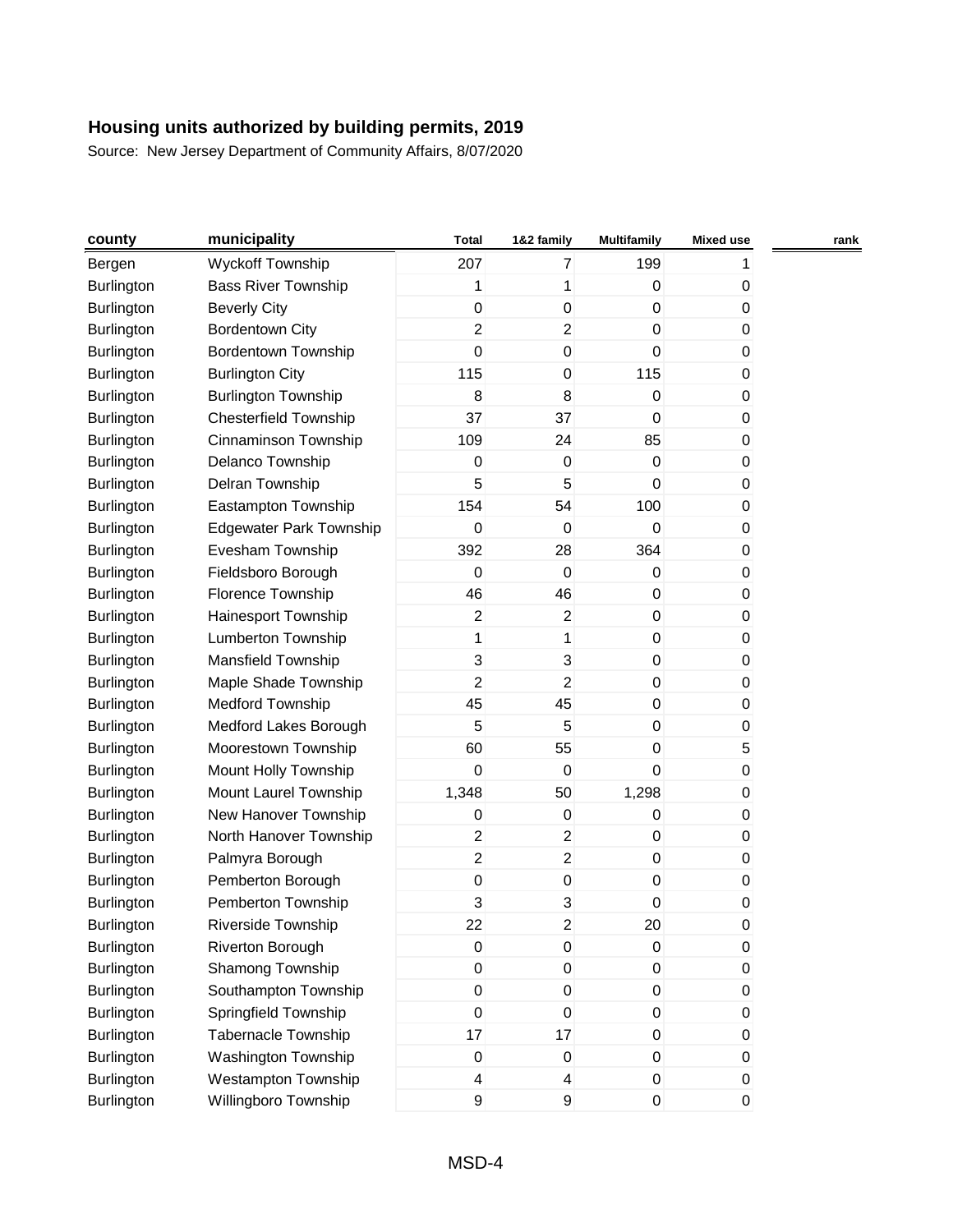# Housing units authorized by building permits, 2019

Source: New Jersey Department of Community Affairs, 8/07/2020

| county | municipality | Total | 1&2 family | Multifamily | Mixed use | rank |
|---|---|---|---|---|---|---|
| Bergen | Wyckoff Township | 207 | 7 | 199 | 1 | |
| Burlington | Bass River Township | 1 | 1 | 0 | 0 | |
| Burlington | Beverly City | 0 | 0 | 0 | 0 | |
| Burlington | Bordentown City | 2 | 2 | 0 | 0 | |
| Burlington | Bordentown Township | 0 | 0 | 0 | 0 | |
| Burlington | Burlington City | 115 | 0 | 115 | 0 | |
| Burlington | Burlington Township | 8 | 8 | 0 | 0 | |
| Burlington | Chesterfield Township | 37 | 37 | 0 | 0 | |
| Burlington | Cinnaminson Township | 109 | 24 | 85 | 0 | |
| Burlington | Delanco Township | 0 | 0 | 0 | 0 | |
| Burlington | Delran Township | 5 | 5 | 0 | 0 | |
| Burlington | Eastampton Township | 154 | 54 | 100 | 0 | |
| Burlington | Edgewater Park Township | 0 | 0 | 0 | 0 | |
| Burlington | Evesham Township | 392 | 28 | 364 | 0 | |
| Burlington | Fieldsboro Borough | 0 | 0 | 0 | 0 | |
| Burlington | Florence Township | 46 | 46 | 0 | 0 | |
| Burlington | Hainesport Township | 2 | 2 | 0 | 0 | |
| Burlington | Lumberton Township | 1 | 1 | 0 | 0 | |
| Burlington | Mansfield Township | 3 | 3 | 0 | 0 | |
| Burlington | Maple Shade Township | 2 | 2 | 0 | 0 | |
| Burlington | Medford Township | 45 | 45 | 0 | 0 | |
| Burlington | Medford Lakes Borough | 5 | 5 | 0 | 0 | |
| Burlington | Moorestown Township | 60 | 55 | 0 | 5 | |
| Burlington | Mount Holly Township | 0 | 0 | 0 | 0 | |
| Burlington | Mount Laurel Township | 1,348 | 50 | 1,298 | 0 | |
| Burlington | New Hanover Township | 0 | 0 | 0 | 0 | |
| Burlington | North Hanover Township | 2 | 2 | 0 | 0 | |
| Burlington | Palmyra Borough | 2 | 2 | 0 | 0 | |
| Burlington | Pemberton Borough | 0 | 0 | 0 | 0 | |
| Burlington | Pemberton Township | 3 | 3 | 0 | 0 | |
| Burlington | Riverside Township | 22 | 2 | 20 | 0 | |
| Burlington | Riverton Borough | 0 | 0 | 0 | 0 | |
| Burlington | Shamong Township | 0 | 0 | 0 | 0 | |
| Burlington | Southampton Township | 0 | 0 | 0 | 0 | |
| Burlington | Springfield Township | 0 | 0 | 0 | 0 | |
| Burlington | Tabernacle Township | 17 | 17 | 0 | 0 | |
| Burlington | Washington Township | 0 | 0 | 0 | 0 | |
| Burlington | Westampton Township | 4 | 4 | 0 | 0 | |
| Burlington | Willingboro Township | 9 | 9 | 0 | 0 | |

MSD-4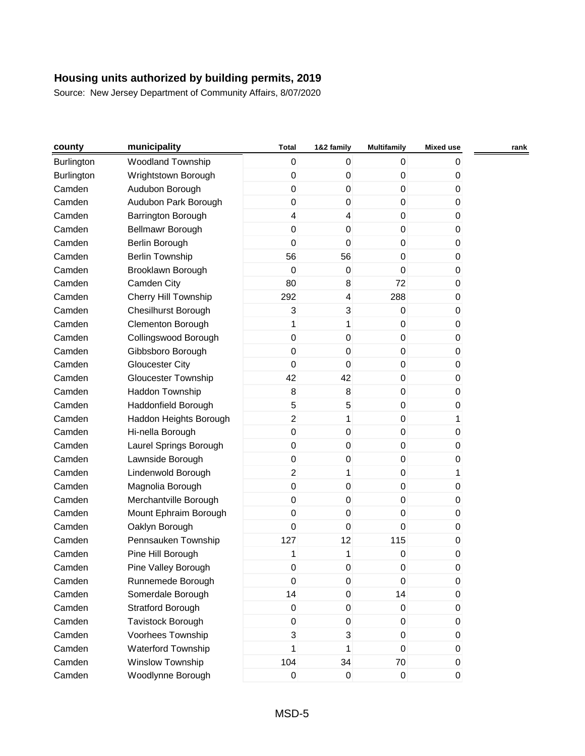# Housing units authorized by building permits, 2019

Source: New Jersey Department of Community Affairs, 8/07/2020

| county | municipality | Total | 1&2 family | Multifamily | Mixed use | rank |
|---|---|---|---|---|---|---|
| Burlington | Woodland Township | 0 | 0 | 0 | 0 | |
| Burlington | Wrightstown Borough | 0 | 0 | 0 | 0 | |
| Camden | Audubon Borough | 0 | 0 | 0 | 0 | |
| Camden | Audubon Park Borough | 0 | 0 | 0 | 0 | |
| Camden | Barrington Borough | 4 | 4 | 0 | 0 | |
| Camden | Bellmawr Borough | 0 | 0 | 0 | 0 | |
| Camden | Berlin Borough | 0 | 0 | 0 | 0 | |
| Camden | Berlin Township | 56 | 56 | 0 | 0 | |
| Camden | Brooklawn Borough | 0 | 0 | 0 | 0 | |
| Camden | Camden City | 80 | 8 | 72 | 0 | |
| Camden | Cherry Hill Township | 292 | 4 | 288 | 0 | |
| Camden | Chesilhurst Borough | 3 | 3 | 0 | 0 | |
| Camden | Clementon Borough | 1 | 1 | 0 | 0 | |
| Camden | Collingswood Borough | 0 | 0 | 0 | 0 | |
| Camden | Gibbsboro Borough | 0 | 0 | 0 | 0 | |
| Camden | Gloucester City | 0 | 0 | 0 | 0 | |
| Camden | Gloucester Township | 42 | 42 | 0 | 0 | |
| Camden | Haddon Township | 8 | 8 | 0 | 0 | |
| Camden | Haddonfield Borough | 5 | 5 | 0 | 0 | |
| Camden | Haddon Heights Borough | 2 | 1 | 0 | 1 | |
| Camden | Hi-nella Borough | 0 | 0 | 0 | 0 | |
| Camden | Laurel Springs Borough | 0 | 0 | 0 | 0 | |
| Camden | Lawnside Borough | 0 | 0 | 0 | 0 | |
| Camden | Lindenwold Borough | 2 | 1 | 0 | 1 | |
| Camden | Magnolia Borough | 0 | 0 | 0 | 0 | |
| Camden | Merchantville Borough | 0 | 0 | 0 | 0 | |
| Camden | Mount Ephraim Borough | 0 | 0 | 0 | 0 | |
| Camden | Oaklyn Borough | 0 | 0 | 0 | 0 | |
| Camden | Pennsauken Township | 127 | 12 | 115 | 0 | |
| Camden | Pine Hill Borough | 1 | 1 | 0 | 0 | |
| Camden | Pine Valley Borough | 0 | 0 | 0 | 0 | |
| Camden | Runnemede Borough | 0 | 0 | 0 | 0 | |
| Camden | Somerdale Borough | 14 | 0 | 14 | 0 | |
| Camden | Stratford Borough | 0 | 0 | 0 | 0 | |
| Camden | Tavistock Borough | 0 | 0 | 0 | 0 | |
| Camden | Voorhees Township | 3 | 3 | 0 | 0 | |
| Camden | Waterford Township | 1 | 1 | 0 | 0 | |
| Camden | Winslow Township | 104 | 34 | 70 | 0 | |
| Camden | Woodlynne Borough | 0 | 0 | 0 | 0 | |

MSD-5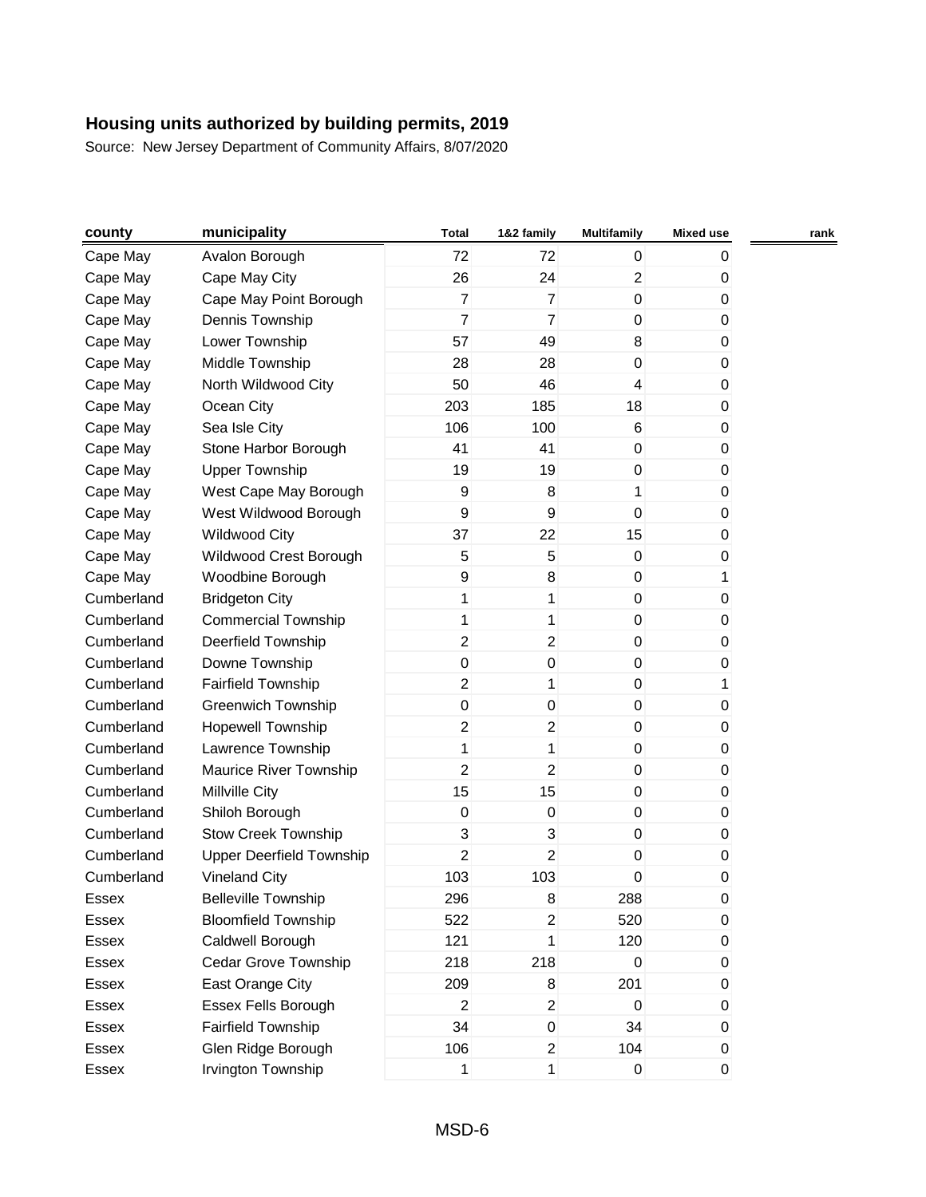## Housing units authorized by building permits, 2019

Source: New Jersey Department of Community Affairs, 8/07/2020

| county | municipality | Total | 1&2 family | Multifamily | Mixed use | rank |
|---|---|---|---|---|---|---|
| Cape May | Avalon Borough | 72 | 72 | 0 | 0 | |
| Cape May | Cape May City | 26 | 24 | 2 | 0 | |
| Cape May | Cape May Point Borough | 7 | 7 | 0 | 0 | |
| Cape May | Dennis Township | 7 | 7 | 0 | 0 | |
| Cape May | Lower Township | 57 | 49 | 8 | 0 | |
| Cape May | Middle Township | 28 | 28 | 0 | 0 | |
| Cape May | North Wildwood City | 50 | 46 | 4 | 0 | |
| Cape May | Ocean City | 203 | 185 | 18 | 0 | |
| Cape May | Sea Isle City | 106 | 100 | 6 | 0 | |
| Cape May | Stone Harbor Borough | 41 | 41 | 0 | 0 | |
| Cape May | Upper Township | 19 | 19 | 0 | 0 | |
| Cape May | West Cape May Borough | 9 | 8 | 1 | 0 | |
| Cape May | West Wildwood Borough | 9 | 9 | 0 | 0 | |
| Cape May | Wildwood City | 37 | 22 | 15 | 0 | |
| Cape May | Wildwood Crest Borough | 5 | 5 | 0 | 0 | |
| Cape May | Woodbine Borough | 9 | 8 | 0 | 1 | |
| Cumberland | Bridgeton City | 1 | 1 | 0 | 0 | |
| Cumberland | Commercial Township | 1 | 1 | 0 | 0 | |
| Cumberland | Deerfield Township | 2 | 2 | 0 | 0 | |
| Cumberland | Downe Township | 0 | 0 | 0 | 0 | |
| Cumberland | Fairfield Township | 2 | 1 | 0 | 1 | |
| Cumberland | Greenwich Township | 0 | 0 | 0 | 0 | |
| Cumberland | Hopewell Township | 2 | 2 | 0 | 0 | |
| Cumberland | Lawrence Township | 1 | 1 | 0 | 0 | |
| Cumberland | Maurice River Township | 2 | 2 | 0 | 0 | |
| Cumberland | Millville City | 15 | 15 | 0 | 0 | |
| Cumberland | Shiloh Borough | 0 | 0 | 0 | 0 | |
| Cumberland | Stow Creek Township | 3 | 3 | 0 | 0 | |
| Cumberland | Upper Deerfield Township | 2 | 2 | 0 | 0 | |
| Cumberland | Vineland City | 103 | 103 | 0 | 0 | |
| Essex | Belleville Township | 296 | 8 | 288 | 0 | |
| Essex | Bloomfield Township | 522 | 2 | 520 | 0 | |
| Essex | Caldwell Borough | 121 | 1 | 120 | 0 | |
| Essex | Cedar Grove Township | 218 | 218 | 0 | 0 | |
| Essex | East Orange City | 209 | 8 | 201 | 0 | |
| Essex | Essex Fells Borough | 2 | 2 | 0 | 0 | |
| Essex | Fairfield Township | 34 | 0 | 34 | 0 | |
| Essex | Glen Ridge Borough | 106 | 2 | 104 | 0 | |
| Essex | Irvington Township | 1 | 1 | 0 | 0 | |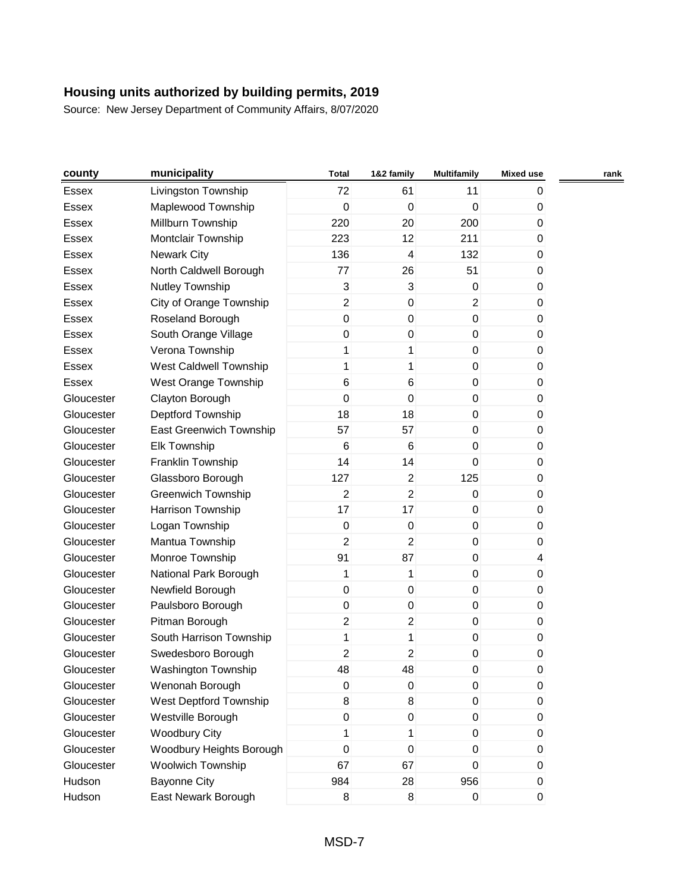# Housing units authorized by building permits, 2019

Source: New Jersey Department of Community Affairs, 8/07/2020

| county | municipality | Total | 1&2 family | Multifamily | Mixed use | rank |
|---|---|---|---|---|---|---|
| Essex | Livingston Township | 72 | 61 | 11 | 0 | |
| Essex | Maplewood Township | 0 | 0 | 0 | 0 | |
| Essex | Millburn Township | 220 | 20 | 200 | 0 | |
| Essex | Montclair Township | 223 | 12 | 211 | 0 | |
| Essex | Newark City | 136 | 4 | 132 | 0 | |
| Essex | North Caldwell Borough | 77 | 26 | 51 | 0 | |
| Essex | Nutley Township | 3 | 3 | 0 | 0 | |
| Essex | City of Orange Township | 2 | 0 | 2 | 0 | |
| Essex | Roseland Borough | 0 | 0 | 0 | 0 | |
| Essex | South Orange Village | 0 | 0 | 0 | 0 | |
| Essex | Verona Township | 1 | 1 | 0 | 0 | |
| Essex | West Caldwell Township | 1 | 1 | 0 | 0 | |
| Essex | West Orange Township | 6 | 6 | 0 | 0 | |
| Gloucester | Clayton Borough | 0 | 0 | 0 | 0 | |
| Gloucester | Deptford Township | 18 | 18 | 0 | 0 | |
| Gloucester | East Greenwich Township | 57 | 57 | 0 | 0 | |
| Gloucester | Elk Township | 6 | 6 | 0 | 0 | |
| Gloucester | Franklin Township | 14 | 14 | 0 | 0 | |
| Gloucester | Glassboro Borough | 127 | 2 | 125 | 0 | |
| Gloucester | Greenwich Township | 2 | 2 | 0 | 0 | |
| Gloucester | Harrison Township | 17 | 17 | 0 | 0 | |
| Gloucester | Logan Township | 0 | 0 | 0 | 0 | |
| Gloucester | Mantua Township | 2 | 2 | 0 | 0 | |
| Gloucester | Monroe Township | 91 | 87 | 0 | 4 | |
| Gloucester | National Park Borough | 1 | 1 | 0 | 0 | |
| Gloucester | Newfield Borough | 0 | 0 | 0 | 0 | |
| Gloucester | Paulsboro Borough | 0 | 0 | 0 | 0 | |
| Gloucester | Pitman Borough | 2 | 2 | 0 | 0 | |
| Gloucester | South Harrison Township | 1 | 1 | 0 | 0 | |
| Gloucester | Swedesboro Borough | 2 | 2 | 0 | 0 | |
| Gloucester | Washington Township | 48 | 48 | 0 | 0 | |
| Gloucester | Wenonah Borough | 0 | 0 | 0 | 0 | |
| Gloucester | West Deptford Township | 8 | 8 | 0 | 0 | |
| Gloucester | Westville Borough | 0 | 0 | 0 | 0 | |
| Gloucester | Woodbury City | 1 | 1 | 0 | 0 | |
| Gloucester | Woodbury Heights Borough | 0 | 0 | 0 | 0 | |
| Gloucester | Woolwich Township | 67 | 67 | 0 | 0 | |
| Hudson | Bayonne City | 984 | 28 | 956 | 0 | |
| Hudson | East Newark Borough | 8 | 8 | 0 | 0 | |

MSD-7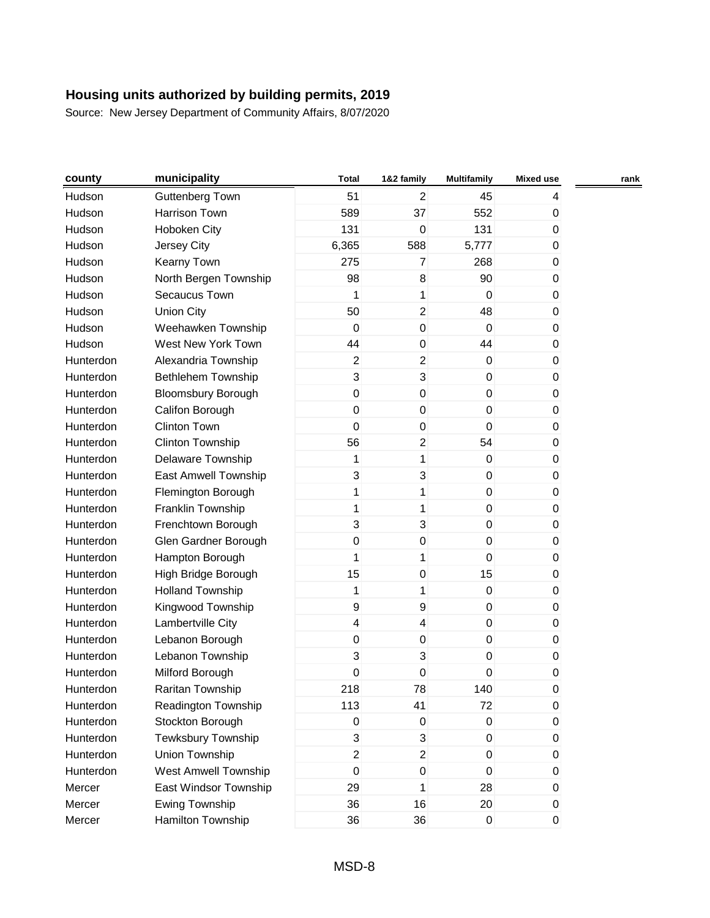# Housing units authorized by building permits, 2019

Source: New Jersey Department of Community Affairs, 8/07/2020

| county | municipality | Total | 1&2 family | Multifamily | Mixed use | rank |
|---|---|---|---|---|---|---|
| Hudson | Guttenberg Town | 51 | 2 | 45 | 4 | |
| Hudson | Harrison Town | 589 | 37 | 552 | 0 | |
| Hudson | Hoboken City | 131 | 0 | 131 | 0 | |
| Hudson | Jersey City | 6,365 | 588 | 5,777 | 0 | |
| Hudson | Kearny Town | 275 | 7 | 268 | 0 | |
| Hudson | North Bergen Township | 98 | 8 | 90 | 0 | |
| Hudson | Secaucus Town | 1 | 1 | 0 | 0 | |
| Hudson | Union City | 50 | 2 | 48 | 0 | |
| Hudson | Weehawken Township | 0 | 0 | 0 | 0 | |
| Hudson | West New York Town | 44 | 0 | 44 | 0 | |
| Hunterdon | Alexandria Township | 2 | 2 | 0 | 0 | |
| Hunterdon | Bethlehem Township | 3 | 3 | 0 | 0 | |
| Hunterdon | Bloomsbury Borough | 0 | 0 | 0 | 0 | |
| Hunterdon | Califon Borough | 0 | 0 | 0 | 0 | |
| Hunterdon | Clinton Town | 0 | 0 | 0 | 0 | |
| Hunterdon | Clinton Township | 56 | 2 | 54 | 0 | |
| Hunterdon | Delaware Township | 1 | 1 | 0 | 0 | |
| Hunterdon | East Amwell Township | 3 | 3 | 0 | 0 | |
| Hunterdon | Flemington Borough | 1 | 1 | 0 | 0 | |
| Hunterdon | Franklin Township | 1 | 1 | 0 | 0 | |
| Hunterdon | Frenchtown Borough | 3 | 3 | 0 | 0 | |
| Hunterdon | Glen Gardner Borough | 0 | 0 | 0 | 0 | |
| Hunterdon | Hampton Borough | 1 | 1 | 0 | 0 | |
| Hunterdon | High Bridge Borough | 15 | 0 | 15 | 0 | |
| Hunterdon | Holland Township | 1 | 1 | 0 | 0 | |
| Hunterdon | Kingwood Township | 9 | 9 | 0 | 0 | |
| Hunterdon | Lambertville City | 4 | 4 | 0 | 0 | |
| Hunterdon | Lebanon Borough | 0 | 0 | 0 | 0 | |
| Hunterdon | Lebanon Township | 3 | 3 | 0 | 0 | |
| Hunterdon | Milford Borough | 0 | 0 | 0 | 0 | |
| Hunterdon | Raritan Township | 218 | 78 | 140 | 0 | |
| Hunterdon | Readington Township | 113 | 41 | 72 | 0 | |
| Hunterdon | Stockton Borough | 0 | 0 | 0 | 0 | |
| Hunterdon | Tewksbury Township | 3 | 3 | 0 | 0 | |
| Hunterdon | Union Township | 2 | 2 | 0 | 0 | |
| Hunterdon | West Amwell Township | 0 | 0 | 0 | 0 | |
| Mercer | East Windsor Township | 29 | 1 | 28 | 0 | |
| Mercer | Ewing Township | 36 | 16 | 20 | 0 | |
| Mercer | Hamilton Township | 36 | 36 | 0 | 0 | |

MSD-8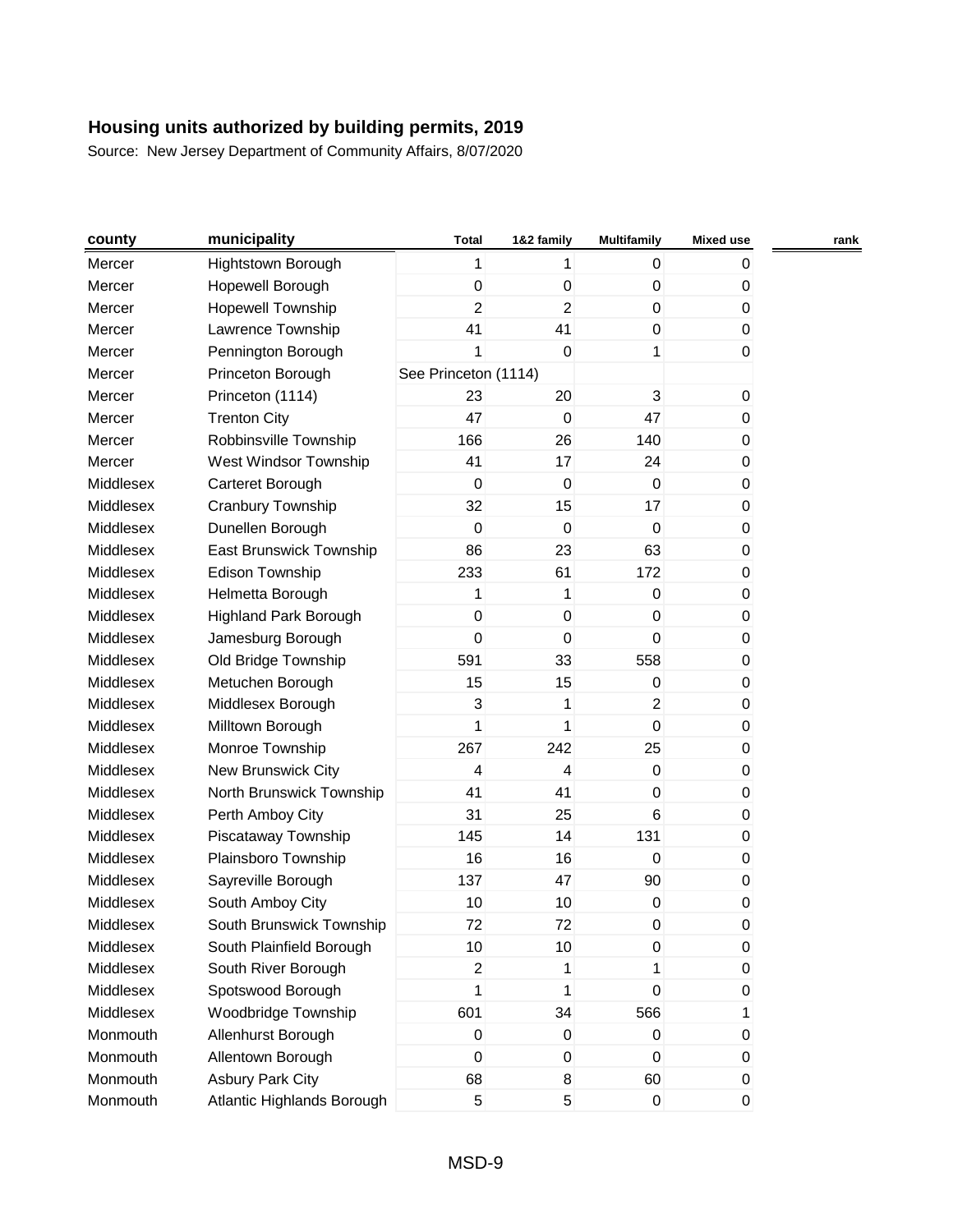# Housing units authorized by building permits, 2019

Source: New Jersey Department of Community Affairs, 8/07/2020

| county | municipality | Total | 1&2 family | Multifamily | Mixed use | rank |
|---|---|---|---|---|---|---|
| Mercer | Hightstown Borough | 1 | 1 | 0 | 0 | |
| Mercer | Hopewell Borough | 0 | 0 | 0 | 0 | |
| Mercer | Hopewell Township | 2 | 2 | 0 | 0 | |
| Mercer | Lawrence Township | 41 | 41 | 0 | 0 | |
| Mercer | Pennington Borough | 1 | 0 | 1 | 0 | |
| Mercer | Princeton Borough | See Princeton (1114) | | | | |
| Mercer | Princeton (1114) | 23 | 20 | 3 | 0 | |
| Mercer | Trenton City | 47 | 0 | 47 | 0 | |
| Mercer | Robbinsville Township | 166 | 26 | 140 | 0 | |
| Mercer | West Windsor Township | 41 | 17 | 24 | 0 | |
| Middlesex | Carteret Borough | 0 | 0 | 0 | 0 | |
| Middlesex | Cranbury Township | 32 | 15 | 17 | 0 | |
| Middlesex | Dunellen Borough | 0 | 0 | 0 | 0 | |
| Middlesex | East Brunswick Township | 86 | 23 | 63 | 0 | |
| Middlesex | Edison Township | 233 | 61 | 172 | 0 | |
| Middlesex | Helmetta Borough | 1 | 1 | 0 | 0 | |
| Middlesex | Highland Park Borough | 0 | 0 | 0 | 0 | |
| Middlesex | Jamesburg Borough | 0 | 0 | 0 | 0 | |
| Middlesex | Old Bridge Township | 591 | 33 | 558 | 0 | |
| Middlesex | Metuchen Borough | 15 | 15 | 0 | 0 | |
| Middlesex | Middlesex Borough | 3 | 1 | 2 | 0 | |
| Middlesex | Milltown Borough | 1 | 1 | 0 | 0 | |
| Middlesex | Monroe Township | 267 | 242 | 25 | 0 | |
| Middlesex | New Brunswick City | 4 | 4 | 0 | 0 | |
| Middlesex | North Brunswick Township | 41 | 41 | 0 | 0 | |
| Middlesex | Perth Amboy City | 31 | 25 | 6 | 0 | |
| Middlesex | Piscataway Township | 145 | 14 | 131 | 0 | |
| Middlesex | Plainsboro Township | 16 | 16 | 0 | 0 | |
| Middlesex | Sayreville Borough | 137 | 47 | 90 | 0 | |
| Middlesex | South Amboy City | 10 | 10 | 0 | 0 | |
| Middlesex | South Brunswick Township | 72 | 72 | 0 | 0 | |
| Middlesex | South Plainfield Borough | 10 | 10 | 0 | 0 | |
| Middlesex | South River Borough | 2 | 1 | 1 | 0 | |
| Middlesex | Spotswood Borough | 1 | 1 | 0 | 0 | |
| Middlesex | Woodbridge Township | 601 | 34 | 566 | 1 | |
| Monmouth | Allenhurst Borough | 0 | 0 | 0 | 0 | |
| Monmouth | Allentown Borough | 0 | 0 | 0 | 0 | |
| Monmouth | Asbury Park City | 68 | 8 | 60 | 0 | |
| Monmouth | Atlantic Highlands Borough | 5 | 5 | 0 | 0 | |

MSD-9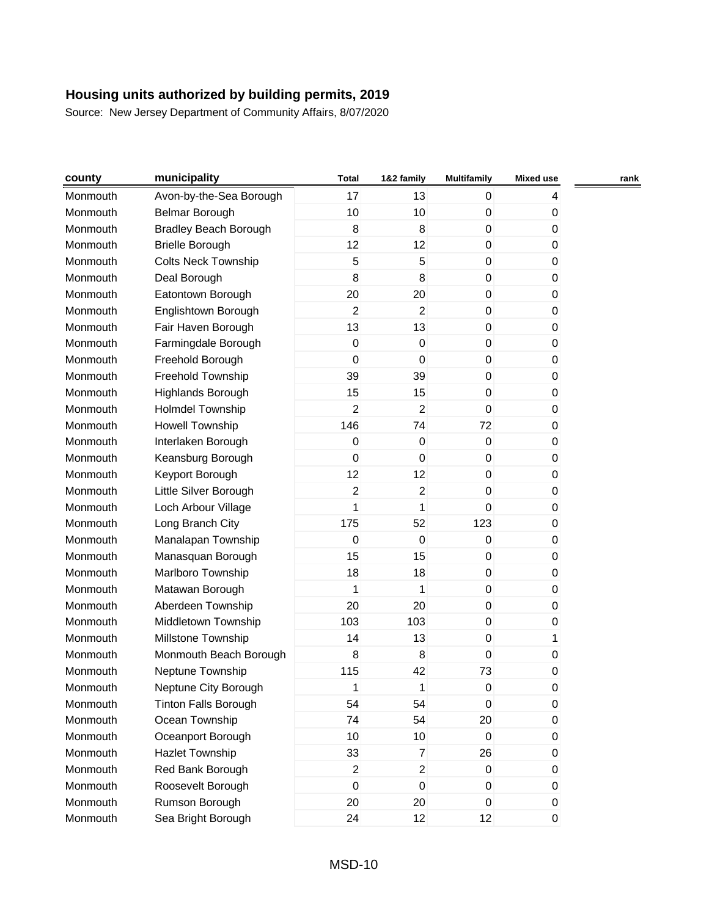# Housing units authorized by building permits, 2019

Source: New Jersey Department of Community Affairs, 8/07/2020

| county | municipality | Total | 1&2 family | Multifamily | Mixed use | rank |
|---|---|---|---|---|---|---|
| Monmouth | Avon-by-the-Sea Borough | 17 | 13 | 0 | 4 | |
| Monmouth | Belmar Borough | 10 | 10 | 0 | 0 | |
| Monmouth | Bradley Beach Borough | 8 | 8 | 0 | 0 | |
| Monmouth | Brielle Borough | 12 | 12 | 0 | 0 | |
| Monmouth | Colts Neck Township | 5 | 5 | 0 | 0 | |
| Monmouth | Deal Borough | 8 | 8 | 0 | 0 | |
| Monmouth | Eatontown Borough | 20 | 20 | 0 | 0 | |
| Monmouth | Englishtown Borough | 2 | 2 | 0 | 0 | |
| Monmouth | Fair Haven Borough | 13 | 13 | 0 | 0 | |
| Monmouth | Farmingdale Borough | 0 | 0 | 0 | 0 | |
| Monmouth | Freehold Borough | 0 | 0 | 0 | 0 | |
| Monmouth | Freehold Township | 39 | 39 | 0 | 0 | |
| Monmouth | Highlands Borough | 15 | 15 | 0 | 0 | |
| Monmouth | Holmdel Township | 2 | 2 | 0 | 0 | |
| Monmouth | Howell Township | 146 | 74 | 72 | 0 | |
| Monmouth | Interlaken Borough | 0 | 0 | 0 | 0 | |
| Monmouth | Keansburg Borough | 0 | 0 | 0 | 0 | |
| Monmouth | Keyport Borough | 12 | 12 | 0 | 0 | |
| Monmouth | Little Silver Borough | 2 | 2 | 0 | 0 | |
| Monmouth | Loch Arbour Village | 1 | 1 | 0 | 0 | |
| Monmouth | Long Branch City | 175 | 52 | 123 | 0 | |
| Monmouth | Manalapan Township | 0 | 0 | 0 | 0 | |
| Monmouth | Manasquan Borough | 15 | 15 | 0 | 0 | |
| Monmouth | Marlboro Township | 18 | 18 | 0 | 0 | |
| Monmouth | Matawan Borough | 1 | 1 | 0 | 0 | |
| Monmouth | Aberdeen Township | 20 | 20 | 0 | 0 | |
| Monmouth | Middletown Township | 103 | 103 | 0 | 0 | |
| Monmouth | Millstone Township | 14 | 13 | 0 | 1 | |
| Monmouth | Monmouth Beach Borough | 8 | 8 | 0 | 0 | |
| Monmouth | Neptune Township | 115 | 42 | 73 | 0 | |
| Monmouth | Neptune City Borough | 1 | 1 | 0 | 0 | |
| Monmouth | Tinton Falls Borough | 54 | 54 | 0 | 0 | |
| Monmouth | Ocean Township | 74 | 54 | 20 | 0 | |
| Monmouth | Oceanport Borough | 10 | 10 | 0 | 0 | |
| Monmouth | Hazlet Township | 33 | 7 | 26 | 0 | |
| Monmouth | Red Bank Borough | 2 | 2 | 0 | 0 | |
| Monmouth | Roosevelt Borough | 0 | 0 | 0 | 0 | |
| Monmouth | Rumson Borough | 20 | 20 | 0 | 0 | |
| Monmouth | Sea Bright Borough | 24 | 12 | 12 | 0 | |

MSD-10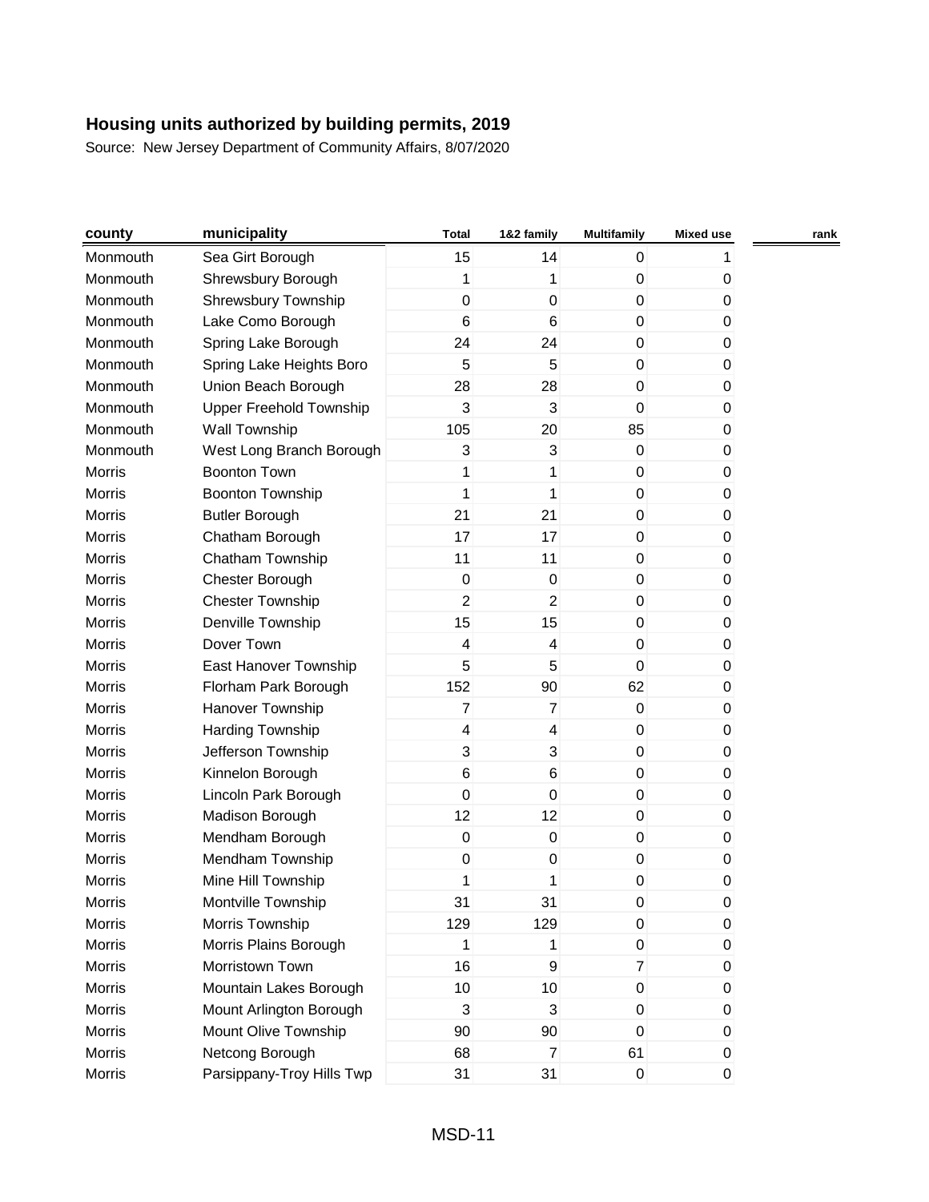# Housing units authorized by building permits, 2019

Source: New Jersey Department of Community Affairs, 8/07/2020

| county | municipality | Total | 1&2 family | Multifamily | Mixed use | rank |
|---|---|---|---|---|---|---|
| Monmouth | Sea Girt Borough | 15 | 14 | 0 | 1 | |
| Monmouth | Shrewsbury Borough | 1 | 1 | 0 | 0 | |
| Monmouth | Shrewsbury Township | 0 | 0 | 0 | 0 | |
| Monmouth | Lake Como Borough | 6 | 6 | 0 | 0 | |
| Monmouth | Spring Lake Borough | 24 | 24 | 0 | 0 | |
| Monmouth | Spring Lake Heights Boro | 5 | 5 | 0 | 0 | |
| Monmouth | Union Beach Borough | 28 | 28 | 0 | 0 | |
| Monmouth | Upper Freehold Township | 3 | 3 | 0 | 0 | |
| Monmouth | Wall Township | 105 | 20 | 85 | 0 | |
| Monmouth | West Long Branch Borough | 3 | 3 | 0 | 0 | |
| Morris | Boonton Town | 1 | 1 | 0 | 0 | |
| Morris | Boonton Township | 1 | 1 | 0 | 0 | |
| Morris | Butler Borough | 21 | 21 | 0 | 0 | |
| Morris | Chatham Borough | 17 | 17 | 0 | 0 | |
| Morris | Chatham Township | 11 | 11 | 0 | 0 | |
| Morris | Chester Borough | 0 | 0 | 0 | 0 | |
| Morris | Chester Township | 2 | 2 | 0 | 0 | |
| Morris | Denville Township | 15 | 15 | 0 | 0 | |
| Morris | Dover Town | 4 | 4 | 0 | 0 | |
| Morris | East Hanover Township | 5 | 5 | 0 | 0 | |
| Morris | Florham Park Borough | 152 | 90 | 62 | 0 | |
| Morris | Hanover Township | 7 | 7 | 0 | 0 | |
| Morris | Harding Township | 4 | 4 | 0 | 0 | |
| Morris | Jefferson Township | 3 | 3 | 0 | 0 | |
| Morris | Kinnelon Borough | 6 | 6 | 0 | 0 | |
| Morris | Lincoln Park Borough | 0 | 0 | 0 | 0 | |
| Morris | Madison Borough | 12 | 12 | 0 | 0 | |
| Morris | Mendham Borough | 0 | 0 | 0 | 0 | |
| Morris | Mendham Township | 0 | 0 | 0 | 0 | |
| Morris | Mine Hill Township | 1 | 1 | 0 | 0 | |
| Morris | Montville Township | 31 | 31 | 0 | 0 | |
| Morris | Morris Township | 129 | 129 | 0 | 0 | |
| Morris | Morris Plains Borough | 1 | 1 | 0 | 0 | |
| Morris | Morristown Town | 16 | 9 | 7 | 0 | |
| Morris | Mountain Lakes Borough | 10 | 10 | 0 | 0 | |
| Morris | Mount Arlington Borough | 3 | 3 | 0 | 0 | |
| Morris | Mount Olive Township | 90 | 90 | 0 | 0 | |
| Morris | Netcong Borough | 68 | 7 | 61 | 0 | |
| Morris | Parsippany-Troy Hills Twp | 31 | 31 | 0 | 0 | |

MSD-11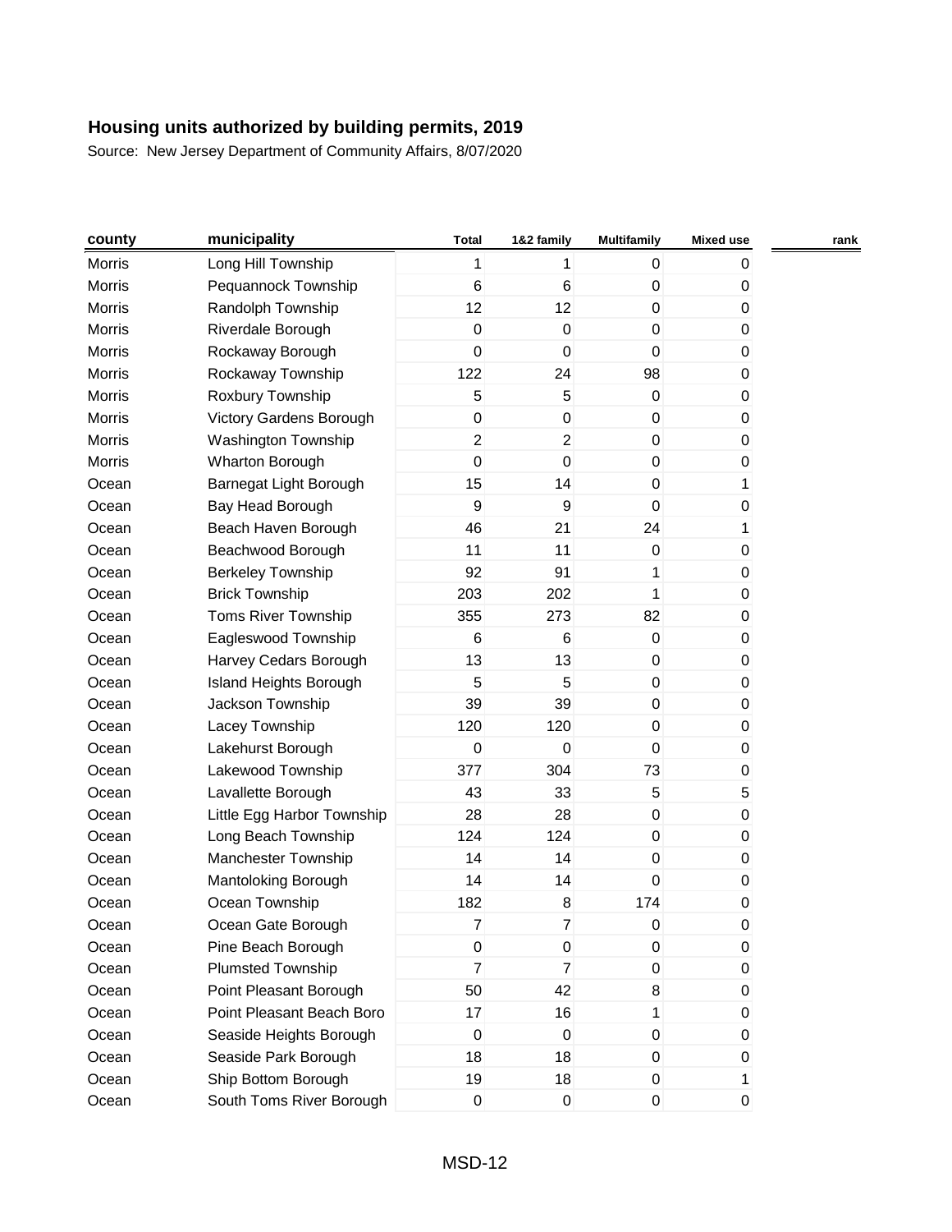# Housing units authorized by building permits, 2019

Source: New Jersey Department of Community Affairs, 8/07/2020

| county | municipality | Total | 1&2 family | Multifamily | Mixed use | rank |
|---|---|---|---|---|---|---|
| Morris | Long Hill Township | 1 | 1 | 0 | 0 | |
| Morris | Pequannock Township | 6 | 6 | 0 | 0 | |
| Morris | Randolph Township | 12 | 12 | 0 | 0 | |
| Morris | Riverdale Borough | 0 | 0 | 0 | 0 | |
| Morris | Rockaway Borough | 0 | 0 | 0 | 0 | |
| Morris | Rockaway Township | 122 | 24 | 98 | 0 | |
| Morris | Roxbury Township | 5 | 5 | 0 | 0 | |
| Morris | Victory Gardens Borough | 0 | 0 | 0 | 0 | |
| Morris | Washington Township | 2 | 2 | 0 | 0 | |
| Morris | Wharton Borough | 0 | 0 | 0 | 0 | |
| Ocean | Barnegat Light Borough | 15 | 14 | 0 | 1 | |
| Ocean | Bay Head Borough | 9 | 9 | 0 | 0 | |
| Ocean | Beach Haven Borough | 46 | 21 | 24 | 1 | |
| Ocean | Beachwood Borough | 11 | 11 | 0 | 0 | |
| Ocean | Berkeley Township | 92 | 91 | 1 | 0 | |
| Ocean | Brick Township | 203 | 202 | 1 | 0 | |
| Ocean | Toms River Township | 355 | 273 | 82 | 0 | |
| Ocean | Eagleswood Township | 6 | 6 | 0 | 0 | |
| Ocean | Harvey Cedars Borough | 13 | 13 | 0 | 0 | |
| Ocean | Island Heights Borough | 5 | 5 | 0 | 0 | |
| Ocean | Jackson Township | 39 | 39 | 0 | 0 | |
| Ocean | Lacey Township | 120 | 120 | 0 | 0 | |
| Ocean | Lakehurst Borough | 0 | 0 | 0 | 0 | |
| Ocean | Lakewood Township | 377 | 304 | 73 | 0 | |
| Ocean | Lavallette Borough | 43 | 33 | 5 | 5 | |
| Ocean | Little Egg Harbor Township | 28 | 28 | 0 | 0 | |
| Ocean | Long Beach Township | 124 | 124 | 0 | 0 | |
| Ocean | Manchester Township | 14 | 14 | 0 | 0 | |
| Ocean | Mantoloking Borough | 14 | 14 | 0 | 0 | |
| Ocean | Ocean Township | 182 | 8 | 174 | 0 | |
| Ocean | Ocean Gate Borough | 7 | 7 | 0 | 0 | |
| Ocean | Pine Beach Borough | 0 | 0 | 0 | 0 | |
| Ocean | Plumsted Township | 7 | 7 | 0 | 0 | |
| Ocean | Point Pleasant Borough | 50 | 42 | 8 | 0 | |
| Ocean | Point Pleasant Beach Boro | 17 | 16 | 1 | 0 | |
| Ocean | Seaside Heights Borough | 0 | 0 | 0 | 0 | |
| Ocean | Seaside Park Borough | 18 | 18 | 0 | 0 | |
| Ocean | Ship Bottom Borough | 19 | 18 | 0 | 1 | |
| Ocean | South Toms River Borough | 0 | 0 | 0 | 0 | |

MSD-12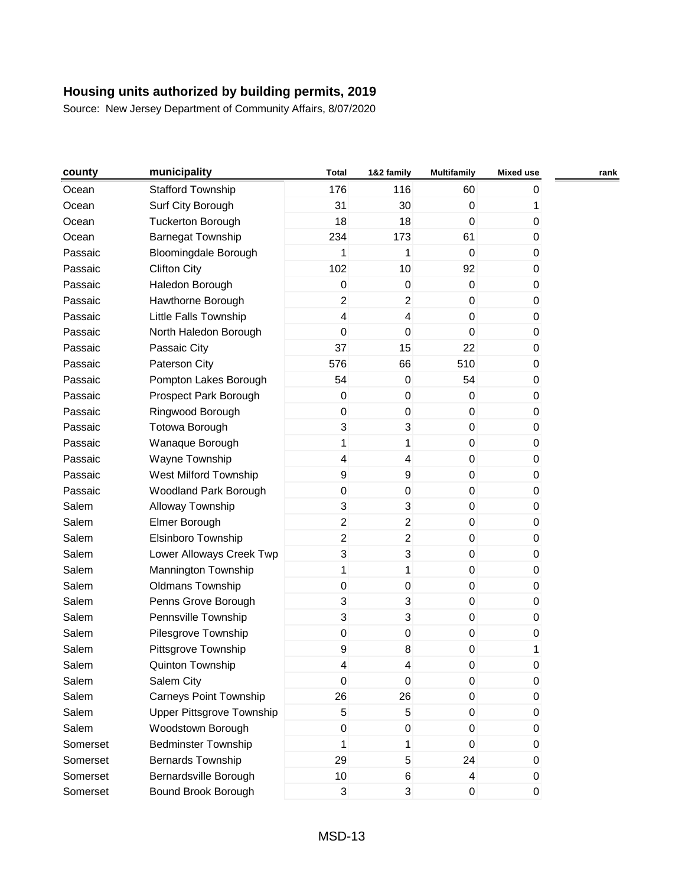# Housing units authorized by building permits, 2019

Source: New Jersey Department of Community Affairs, 8/07/2020

| county | municipality | Total | 1&2 family | Multifamily | Mixed use | rank |
|---|---|---|---|---|---|---|
| Ocean | Stafford Township | 176 | 116 | 60 | 0 | |
| Ocean | Surf City Borough | 31 | 30 | 0 | 1 | |
| Ocean | Tuckerton Borough | 18 | 18 | 0 | 0 | |
| Ocean | Barnegat Township | 234 | 173 | 61 | 0 | |
| Passaic | Bloomingdale Borough | 1 | 1 | 0 | 0 | |
| Passaic | Clifton City | 102 | 10 | 92 | 0 | |
| Passaic | Haledon Borough | 0 | 0 | 0 | 0 | |
| Passaic | Hawthorne Borough | 2 | 2 | 0 | 0 | |
| Passaic | Little Falls Township | 4 | 4 | 0 | 0 | |
| Passaic | North Haledon Borough | 0 | 0 | 0 | 0 | |
| Passaic | Passaic City | 37 | 15 | 22 | 0 | |
| Passaic | Paterson City | 576 | 66 | 510 | 0 | |
| Passaic | Pompton Lakes Borough | 54 | 0 | 54 | 0 | |
| Passaic | Prospect Park Borough | 0 | 0 | 0 | 0 | |
| Passaic | Ringwood Borough | 0 | 0 | 0 | 0 | |
| Passaic | Totowa Borough | 3 | 3 | 0 | 0 | |
| Passaic | Wanaque Borough | 1 | 1 | 0 | 0 | |
| Passaic | Wayne Township | 4 | 4 | 0 | 0 | |
| Passaic | West Milford Township | 9 | 9 | 0 | 0 | |
| Passaic | Woodland Park Borough | 0 | 0 | 0 | 0 | |
| Salem | Alloway Township | 3 | 3 | 0 | 0 | |
| Salem | Elmer Borough | 2 | 2 | 0 | 0 | |
| Salem | Elsinboro Township | 2 | 2 | 0 | 0 | |
| Salem | Lower Alloways Creek Twp | 3 | 3 | 0 | 0 | |
| Salem | Mannington Township | 1 | 1 | 0 | 0 | |
| Salem | Oldmans Township | 0 | 0 | 0 | 0 | |
| Salem | Penns Grove Borough | 3 | 3 | 0 | 0 | |
| Salem | Pennsville Township | 3 | 3 | 0 | 0 | |
| Salem | Pilesgrove Township | 0 | 0 | 0 | 0 | |
| Salem | Pittsgrove Township | 9 | 8 | 0 | 1 | |
| Salem | Quinton Township | 4 | 4 | 0 | 0 | |
| Salem | Salem City | 0 | 0 | 0 | 0 | |
| Salem | Carneys Point Township | 26 | 26 | 0 | 0 | |
| Salem | Upper Pittsgrove Township | 5 | 5 | 0 | 0 | |
| Salem | Woodstown Borough | 0 | 0 | 0 | 0 | |
| Somerset | Bedminster Township | 1 | 1 | 0 | 0 | |
| Somerset | Bernards Township | 29 | 5 | 24 | 0 | |
| Somerset | Bernardsville Borough | 10 | 6 | 4 | 0 | |
| Somerset | Bound Brook Borough | 3 | 3 | 0 | 0 | |

MSD-13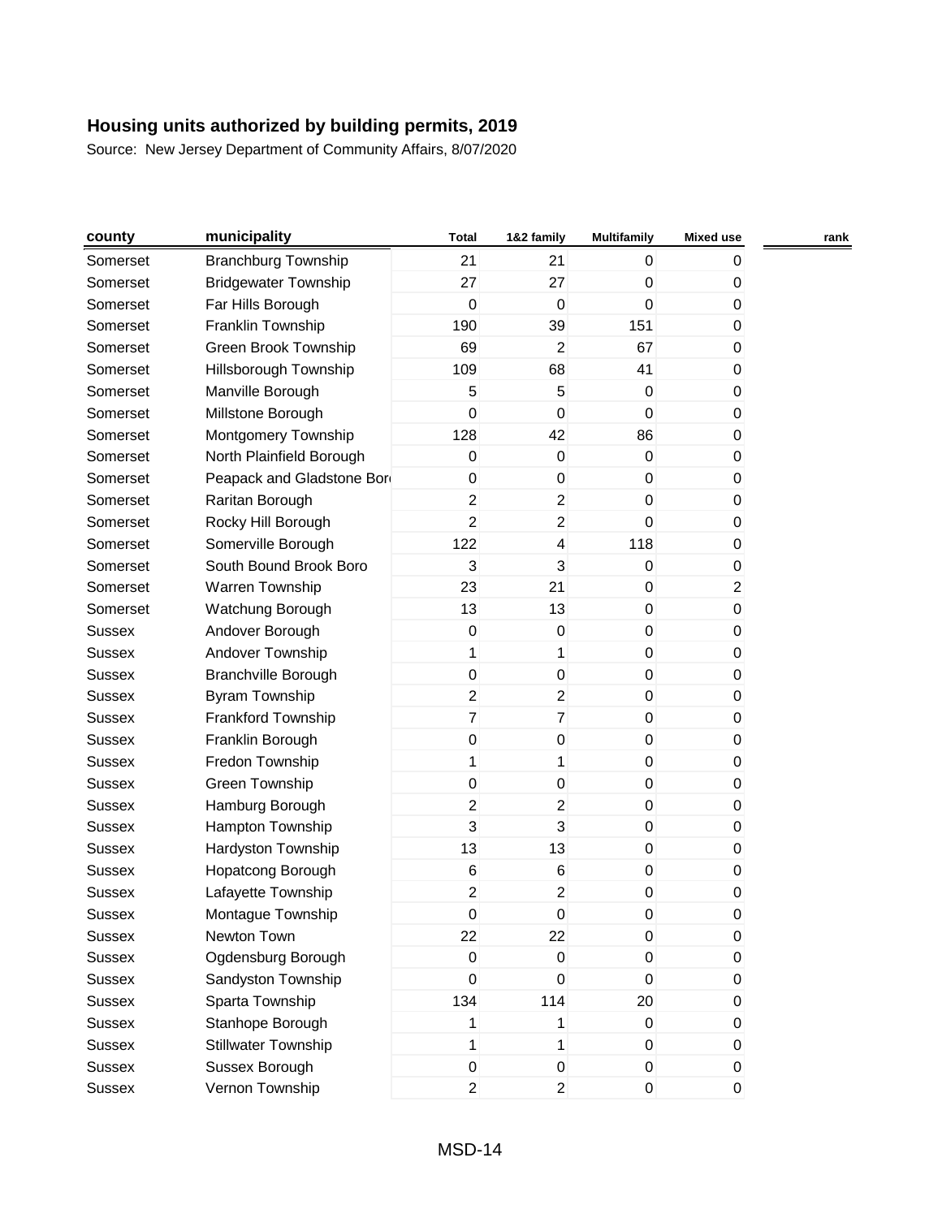# Housing units authorized by building permits, 2019

Source: New Jersey Department of Community Affairs, 8/07/2020

| county | municipality | Total | 1&2 family | Multifamily | Mixed use | rank |
|---|---|---|---|---|---|---|
| Somerset | Branchburg Township | 21 | 21 | 0 | 0 | |
| Somerset | Bridgewater Township | 27 | 27 | 0 | 0 | |
| Somerset | Far Hills Borough | 0 | 0 | 0 | 0 | |
| Somerset | Franklin Township | 190 | 39 | 151 | 0 | |
| Somerset | Green Brook Township | 69 | 2 | 67 | 0 | |
| Somerset | Hillsborough Township | 109 | 68 | 41 | 0 | |
| Somerset | Manville Borough | 5 | 5 | 0 | 0 | |
| Somerset | Millstone Borough | 0 | 0 | 0 | 0 | |
| Somerset | Montgomery Township | 128 | 42 | 86 | 0 | |
| Somerset | North Plainfield Borough | 0 | 0 | 0 | 0 | |
| Somerset | Peapack and Gladstone Boro | 0 | 0 | 0 | 0 | |
| Somerset | Raritan Borough | 2 | 2 | 0 | 0 | |
| Somerset | Rocky Hill Borough | 2 | 2 | 0 | 0 | |
| Somerset | Somerville Borough | 122 | 4 | 118 | 0 | |
| Somerset | South Bound Brook Boro | 3 | 3 | 0 | 0 | |
| Somerset | Warren Township | 23 | 21 | 0 | 2 | |
| Somerset | Watchung Borough | 13 | 13 | 0 | 0 | |
| Sussex | Andover Borough | 0 | 0 | 0 | 0 | |
| Sussex | Andover Township | 1 | 1 | 0 | 0 | |
| Sussex | Branchville Borough | 0 | 0 | 0 | 0 | |
| Sussex | Byram Township | 2 | 2 | 0 | 0 | |
| Sussex | Frankford Township | 7 | 7 | 0 | 0 | |
| Sussex | Franklin Borough | 0 | 0 | 0 | 0 | |
| Sussex | Fredon Township | 1 | 1 | 0 | 0 | |
| Sussex | Green Township | 0 | 0 | 0 | 0 | |
| Sussex | Hamburg Borough | 2 | 2 | 0 | 0 | |
| Sussex | Hampton Township | 3 | 3 | 0 | 0 | |
| Sussex | Hardyston Township | 13 | 13 | 0 | 0 | |
| Sussex | Hopatcong Borough | 6 | 6 | 0 | 0 | |
| Sussex | Lafayette Township | 2 | 2 | 0 | 0 | |
| Sussex | Montague Township | 0 | 0 | 0 | 0 | |
| Sussex | Newton Town | 22 | 22 | 0 | 0 | |
| Sussex | Ogdensburg Borough | 0 | 0 | 0 | 0 | |
| Sussex | Sandyston Township | 0 | 0 | 0 | 0 | |
| Sussex | Sparta Township | 134 | 114 | 20 | 0 | |
| Sussex | Stanhope Borough | 1 | 1 | 0 | 0 | |
| Sussex | Stillwater Township | 1 | 1 | 0 | 0 | |
| Sussex | Sussex Borough | 0 | 0 | 0 | 0 | |
| Sussex | Vernon Township | 2 | 2 | 0 | 0 | |

MSD-14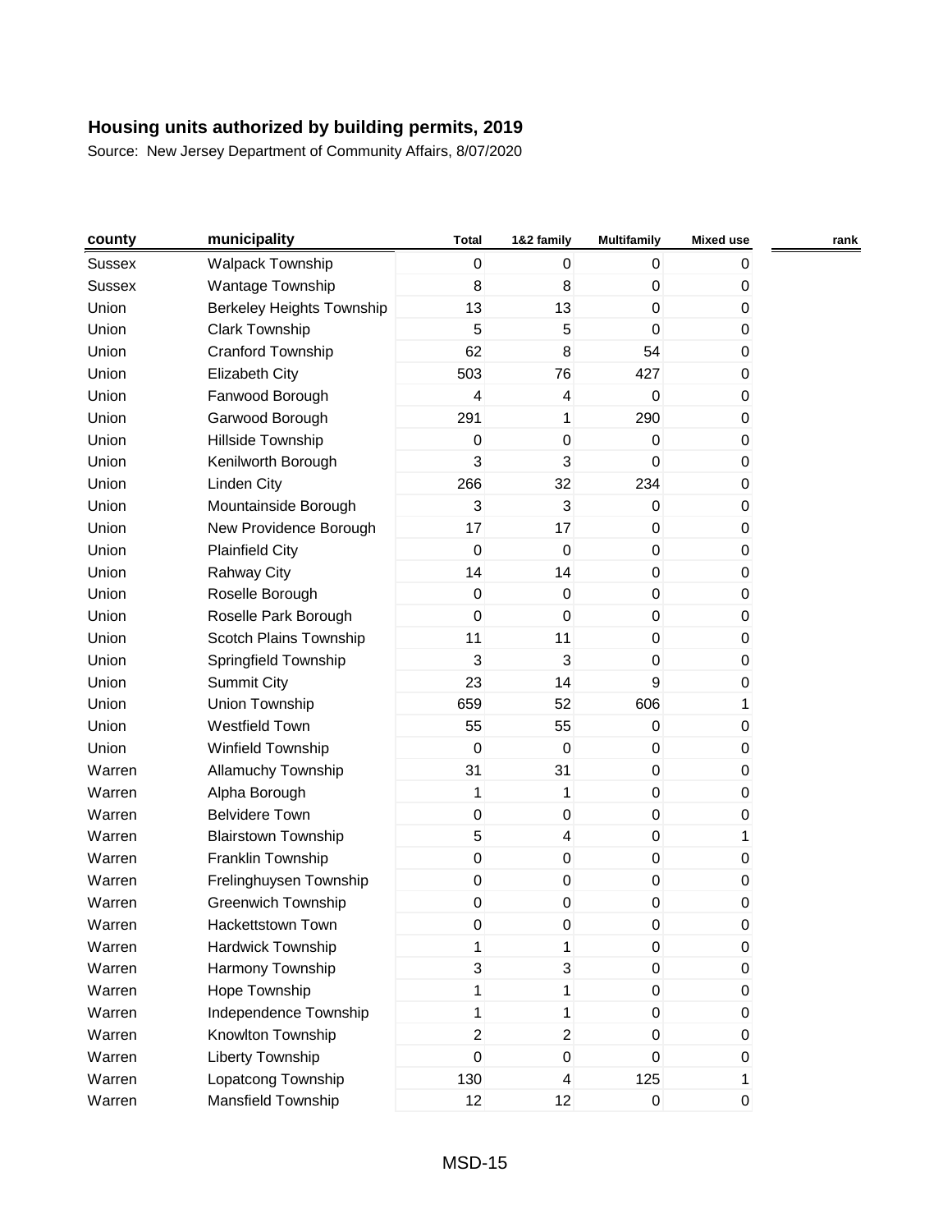# Housing units authorized by building permits, 2019

Source: New Jersey Department of Community Affairs, 8/07/2020

| county | municipality | Total | 1&2 family | Multifamily | Mixed use | rank |
|---|---|---|---|---|---|---|
| Sussex | Walpack Township | 0 | 0 | 0 | 0 | |
| Sussex | Wantage Township | 8 | 8 | 0 | 0 | |
| Union | Berkeley Heights Township | 13 | 13 | 0 | 0 | |
| Union | Clark Township | 5 | 5 | 0 | 0 | |
| Union | Cranford Township | 62 | 8 | 54 | 0 | |
| Union | Elizabeth City | 503 | 76 | 427 | 0 | |
| Union | Fanwood Borough | 4 | 4 | 0 | 0 | |
| Union | Garwood Borough | 291 | 1 | 290 | 0 | |
| Union | Hillside Township | 0 | 0 | 0 | 0 | |
| Union | Kenilworth Borough | 3 | 3 | 0 | 0 | |
| Union | Linden City | 266 | 32 | 234 | 0 | |
| Union | Mountainside Borough | 3 | 3 | 0 | 0 | |
| Union | New Providence Borough | 17 | 17 | 0 | 0 | |
| Union | Plainfield City | 0 | 0 | 0 | 0 | |
| Union | Rahway City | 14 | 14 | 0 | 0 | |
| Union | Roselle Borough | 0 | 0 | 0 | 0 | |
| Union | Roselle Park Borough | 0 | 0 | 0 | 0 | |
| Union | Scotch Plains Township | 11 | 11 | 0 | 0 | |
| Union | Springfield Township | 3 | 3 | 0 | 0 | |
| Union | Summit City | 23 | 14 | 9 | 0 | |
| Union | Union Township | 659 | 52 | 606 | 1 | |
| Union | Westfield Town | 55 | 55 | 0 | 0 | |
| Union | Winfield Township | 0 | 0 | 0 | 0 | |
| Warren | Allamuchy Township | 31 | 31 | 0 | 0 | |
| Warren | Alpha Borough | 1 | 1 | 0 | 0 | |
| Warren | Belvidere Town | 0 | 0 | 0 | 0 | |
| Warren | Blairstown Township | 5 | 4 | 0 | 1 | |
| Warren | Franklin Township | 0 | 0 | 0 | 0 | |
| Warren | Frelinghuysen Township | 0 | 0 | 0 | 0 | |
| Warren | Greenwich Township | 0 | 0 | 0 | 0 | |
| Warren | Hackettstown Town | 0 | 0 | 0 | 0 | |
| Warren | Hardwick Township | 1 | 1 | 0 | 0 | |
| Warren | Harmony Township | 3 | 3 | 0 | 0 | |
| Warren | Hope Township | 1 | 1 | 0 | 0 | |
| Warren | Independence Township | 1 | 1 | 0 | 0 | |
| Warren | Knowlton Township | 2 | 2 | 0 | 0 | |
| Warren | Liberty Township | 0 | 0 | 0 | 0 | |
| Warren | Lopatcong Township | 130 | 4 | 125 | 1 | |
| Warren | Mansfield Township | 12 | 12 | 0 | 0 | |

MSD-15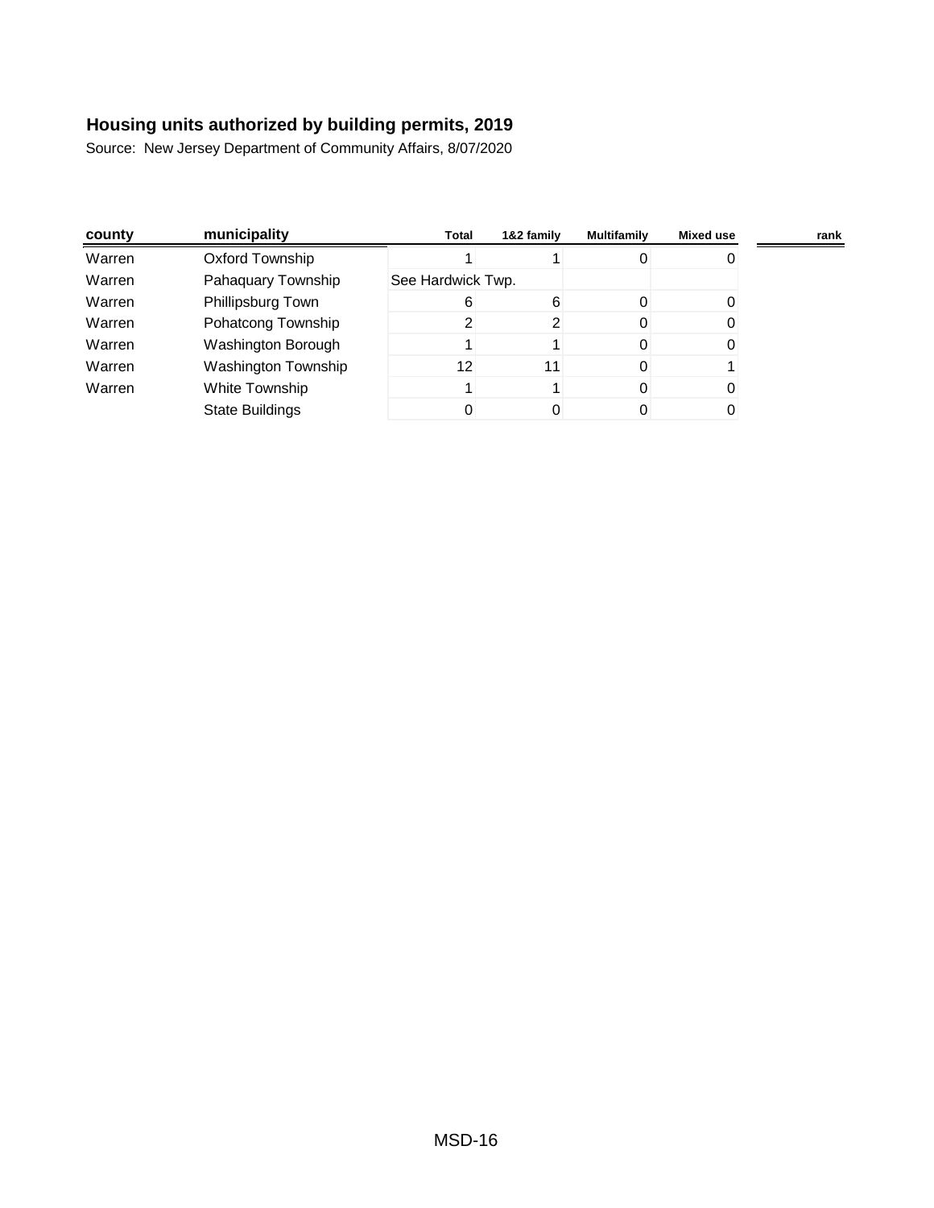## Housing units authorized by building permits, 2019

Source: New Jersey Department of Community Affairs, 8/07/2020

| county | municipality | Total | 1&2 family | Multifamily | Mixed use | rank |
|---|---|---|---|---|---|---|
| Warren | Oxford Township | 1 | 1 | 0 | 0 | |
| Warren | Pahaquary Township | See Hardwick Twp. | | | | |
| Warren | Phillipsburg Town | 6 | 6 | 0 | 0 | |
| Warren | Pohatcong Township | 2 | 2 | 0 | 0 | |
| Warren | Washington Borough | 1 | 1 | 0 | 0 | |
| Warren | Washington Township | 12 | 11 | 0 | 1 | |
| Warren | White Township | 1 | 1 | 0 | 0 | |
| | State Buildings | 0 | 0 | 0 | 0 | |